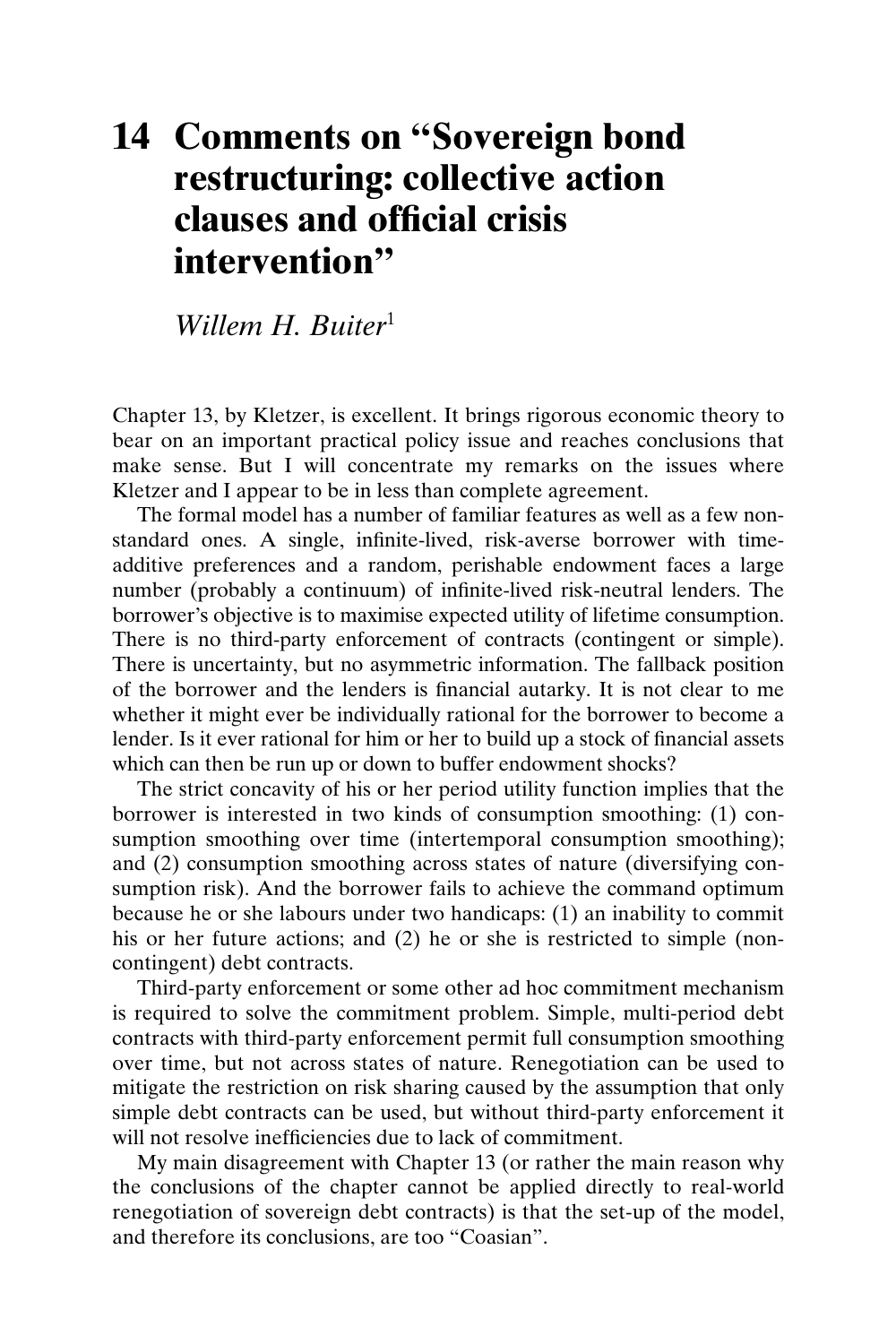# 14 Comments on "Sovereign bond restructuring: collective action clauses and official crisis intervention"

*Willem H. Buiter*[1]

Chapter 13, by Kletzer, is excellent. It brings rigorous economic theory to bear on an important practical policy issue and reaches conclusions that make sense. But I will concentrate my remarks on the issues where Kletzer and I appear to be in less than complete agreement.

The formal model has a number of familiar features as well as a few non-standard ones. A single, infinite-lived, risk-averse borrower with time-additive preferences and a random, perishable endowment faces a large number (probably a continuum) of infinite-lived risk-neutral lenders. The borrower's objective is to maximise expected utility of lifetime consumption. There is no third-party enforcement of contracts (contingent or simple). There is uncertainty, but no asymmetric information. The fallback position of the borrower and the lenders is financial autarky. It is not clear to me whether it might ever be individually rational for the borrower to become a lender. Is it ever rational for him or her to build up a stock of financial assets which can then be run up or down to buffer endowment shocks?

The strict concavity of his or her period utility function implies that the borrower is interested in two kinds of consumption smoothing: (1) consumption smoothing over time (intertemporal consumption smoothing); and (2) consumption smoothing across states of nature (diversifying consumption risk). And the borrower fails to achieve the command optimum because he or she labours under two handicaps: (1) an inability to commit his or her future actions; and (2) he or she is restricted to simple (non-contingent) debt contracts.

Third-party enforcement or some other ad hoc commitment mechanism is required to solve the commitment problem. Simple, multi-period debt contracts with third-party enforcement permit full consumption smoothing over time, but not across states of nature. Renegotiation can be used to mitigate the restriction on risk sharing caused by the assumption that only simple debt contracts can be used, but without third-party enforcement it will not resolve inefficiencies due to lack of commitment.

My main disagreement with Chapter 13 (or rather the main reason why the conclusions of the chapter cannot be applied directly to real-world renegotiation of sovereign debt contracts) is that the set-up of the model, and therefore its conclusions, are too "Coasian".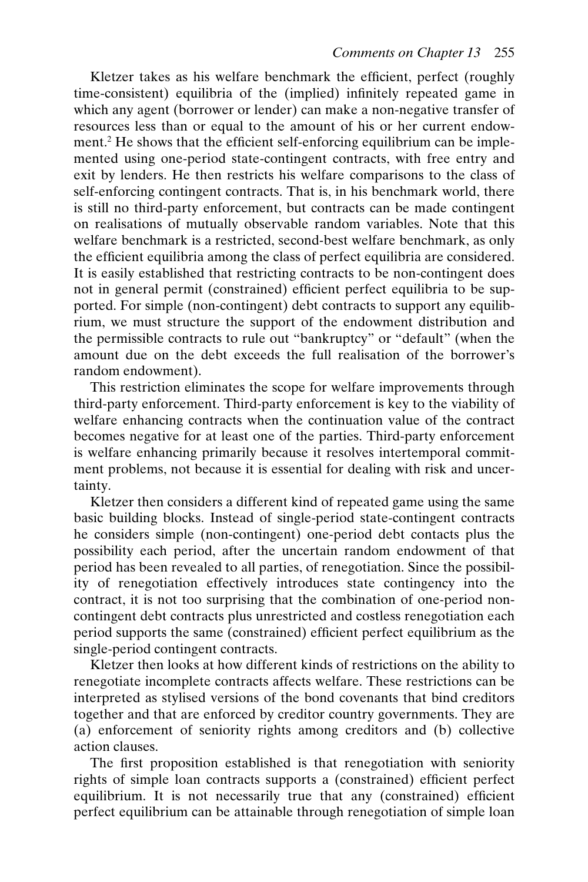Kletzer takes as his welfare benchmark the efficient, perfect (roughly time-consistent) equilibria of the (implied) infinitely repeated game in which any agent (borrower or lender) can make a non-negative transfer of resources less than or equal to the amount of his or her current endowment.[2] He shows that the efficient self-enforcing equilibrium can be implemented using one-period state-contingent contracts, with free entry and exit by lenders. He then restricts his welfare comparisons to the class of self-enforcing contingent contracts. That is, in his benchmark world, there is still no third-party enforcement, but contracts can be made contingent on realisations of mutually observable random variables. Note that this welfare benchmark is a restricted, second-best welfare benchmark, as only the efficient equilibria among the class of perfect equilibria are considered. It is easily established that restricting contracts to be non-contingent does not in general permit (constrained) efficient perfect equilibria to be supported. For simple (non-contingent) debt contracts to support any equilibrium, we must structure the support of the endowment distribution and the permissible contracts to rule out "bankruptcy" or "default" (when the amount due on the debt exceeds the full realisation of the borrower's random endowment).

This restriction eliminates the scope for welfare improvements through third-party enforcement. Third-party enforcement is key to the viability of welfare enhancing contracts when the continuation value of the contract becomes negative for at least one of the parties. Third-party enforcement is welfare enhancing primarily because it resolves intertemporal commitment problems, not because it is essential for dealing with risk and uncertainty.

Kletzer then considers a different kind of repeated game using the same basic building blocks. Instead of single-period state-contingent contracts he considers simple (non-contingent) one-period debt contacts plus the possibility each period, after the uncertain random endowment of that period has been revealed to all parties, of renegotiation. Since the possibility of renegotiation effectively introduces state contingency into the contract, it is not too surprising that the combination of one-period non-contingent debt contracts plus unrestricted and costless renegotiation each period supports the same (constrained) efficient perfect equilibrium as the single-period contingent contracts.

Kletzer then looks at how different kinds of restrictions on the ability to renegotiate incomplete contracts affects welfare. These restrictions can be interpreted as stylised versions of the bond covenants that bind creditors together and that are enforced by creditor country governments. They are (a) enforcement of seniority rights among creditors and (b) collective action clauses.

The first proposition established is that renegotiation with seniority rights of simple loan contracts supports a (constrained) efficient perfect equilibrium. It is not necessarily true that any (constrained) efficient perfect equilibrium can be attainable through renegotiation of simple loan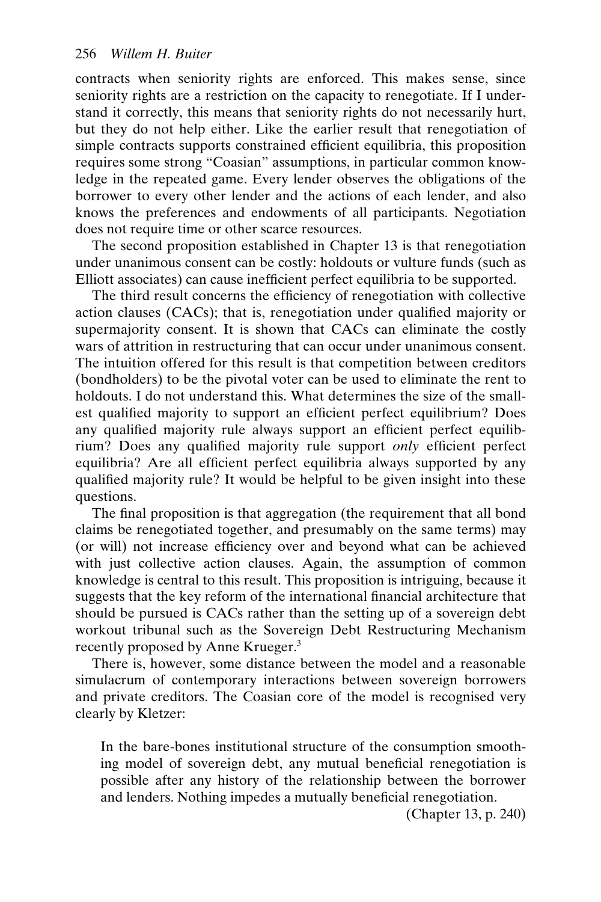contracts when seniority rights are enforced. This makes sense, since seniority rights are a restriction on the capacity to renegotiate. If I understand it correctly, this means that seniority rights do not necessarily hurt, but they do not help either. Like the earlier result that renegotiation of simple contracts supports constrained efficient equilibria, this proposition requires some strong "Coasian" assumptions, in particular common knowledge in the repeated game. Every lender observes the obligations of the borrower to every other lender and the actions of each lender, and also knows the preferences and endowments of all participants. Negotiation does not require time or other scarce resources.

The second proposition established in Chapter 13 is that renegotiation under unanimous consent can be costly: holdouts or vulture funds (such as Elliott associates) can cause inefficient perfect equilibria to be supported.

The third result concerns the efficiency of renegotiation with collective action clauses (CACs); that is, renegotiation under qualified majority or supermajority consent. It is shown that CACs can eliminate the costly wars of attrition in restructuring that can occur under unanimous consent. The intuition offered for this result is that competition between creditors (bondholders) to be the pivotal voter can be used to eliminate the rent to holdouts. I do not understand this. What determines the size of the smallest qualified majority to support an efficient perfect equilibrium? Does any qualified majority rule always support an efficient perfect equilibrium? Does any qualified majority rule support *only* efficient perfect equilibria? Are all efficient perfect equilibria always supported by any qualified majority rule? It would be helpful to be given insight into these questions.

The final proposition is that aggregation (the requirement that all bond claims be renegotiated together, and presumably on the same terms) may (or will) not increase efficiency over and beyond what can be achieved with just collective action clauses. Again, the assumption of common knowledge is central to this result. This proposition is intriguing, because it suggests that the key reform of the international financial architecture that should be pursued is CACs rather than the setting up of a sovereign debt workout tribunal such as the Sovereign Debt Restructuring Mechanism recently proposed by Anne Krueger.[3]

There is, however, some distance between the model and a reasonable simulacrum of contemporary interactions between sovereign borrowers and private creditors. The Coasian core of the model is recognised very clearly by Kletzer:

> In the bare-bones institutional structure of the consumption smoothing model of sovereign debt, any mutual beneficial renegotiation is possible after any history of the relationship between the borrower and lenders. Nothing impedes a mutually beneficial renegotiation.
>
> (Chapter 13, p. 240)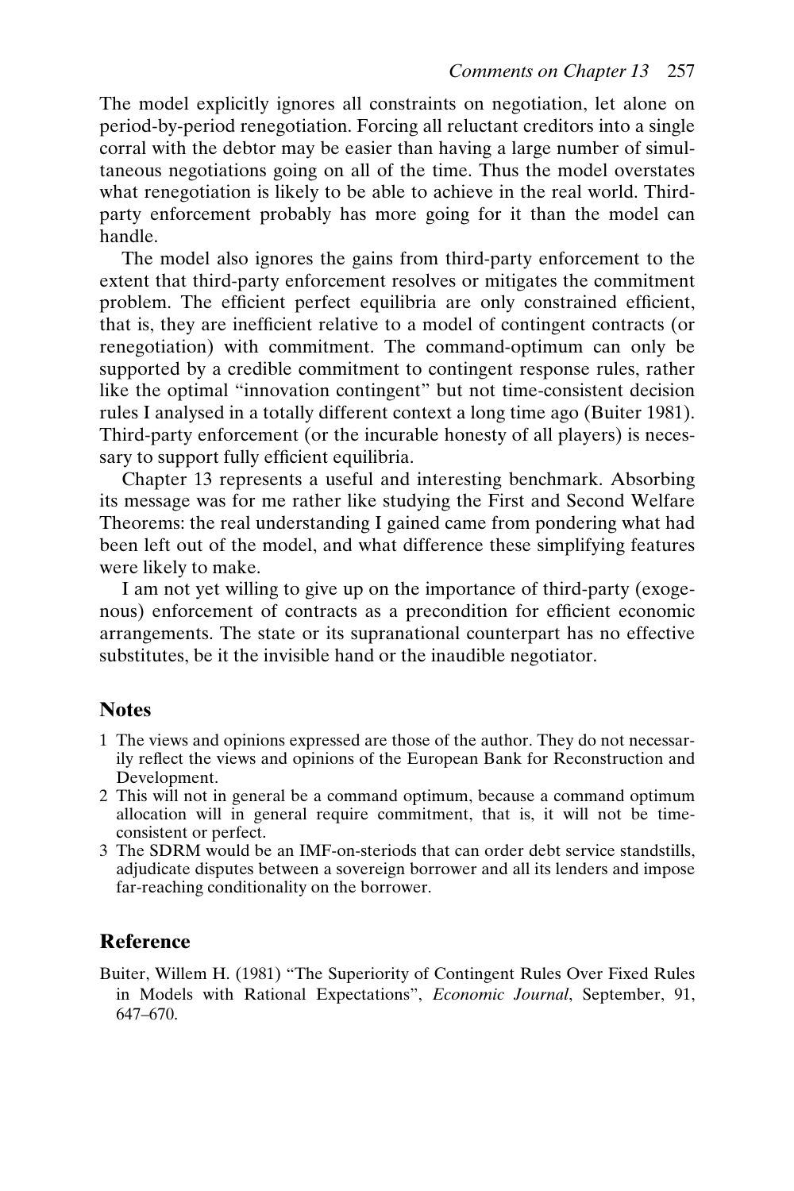The model explicitly ignores all constraints on negotiation, let alone on period-by-period renegotiation. Forcing all reluctant creditors into a single corral with the debtor may be easier than having a large number of simultaneous negotiations going on all of the time. Thus the model overstates what renegotiation is likely to be able to achieve in the real world. Third-party enforcement probably has more going for it than the model can handle.

The model also ignores the gains from third-party enforcement to the extent that third-party enforcement resolves or mitigates the commitment problem. The efficient perfect equilibria are only constrained efficient, that is, they are inefficient relative to a model of contingent contracts (or renegotiation) with commitment. The command-optimum can only be supported by a credible commitment to contingent response rules, rather like the optimal "innovation contingent" but not time-consistent decision rules I analysed in a totally different context a long time ago (Buiter 1981). Third-party enforcement (or the incurable honesty of all players) is necessary to support fully efficient equilibria.

Chapter 13 represents a useful and interesting benchmark. Absorbing its message was for me rather like studying the First and Second Welfare Theorems: the real understanding I gained came from pondering what had been left out of the model, and what difference these simplifying features were likely to make.

I am not yet willing to give up on the importance of third-party (exogenous) enforcement of contracts as a precondition for efficient economic arrangements. The state or its supranational counterpart has no effective substitutes, be it the invisible hand or the inaudible negotiator.

## Notes

1 The views and opinions expressed are those of the author. They do not necessarily reflect the views and opinions of the European Bank for Reconstruction and Development.

2 This will not in general be a command optimum, because a command optimum allocation will in general require commitment, that is, it will not be time-consistent or perfect.

3 The SDRM would be an IMF-on-steriods that can order debt service standstills, adjudicate disputes between a sovereign borrower and all its lenders and impose far-reaching conditionality on the borrower.

## Reference

Buiter, Willem H. (1981) "The Superiority of Contingent Rules Over Fixed Rules in Models with Rational Expectations", *Economic Journal*, September, 91, 647–670.